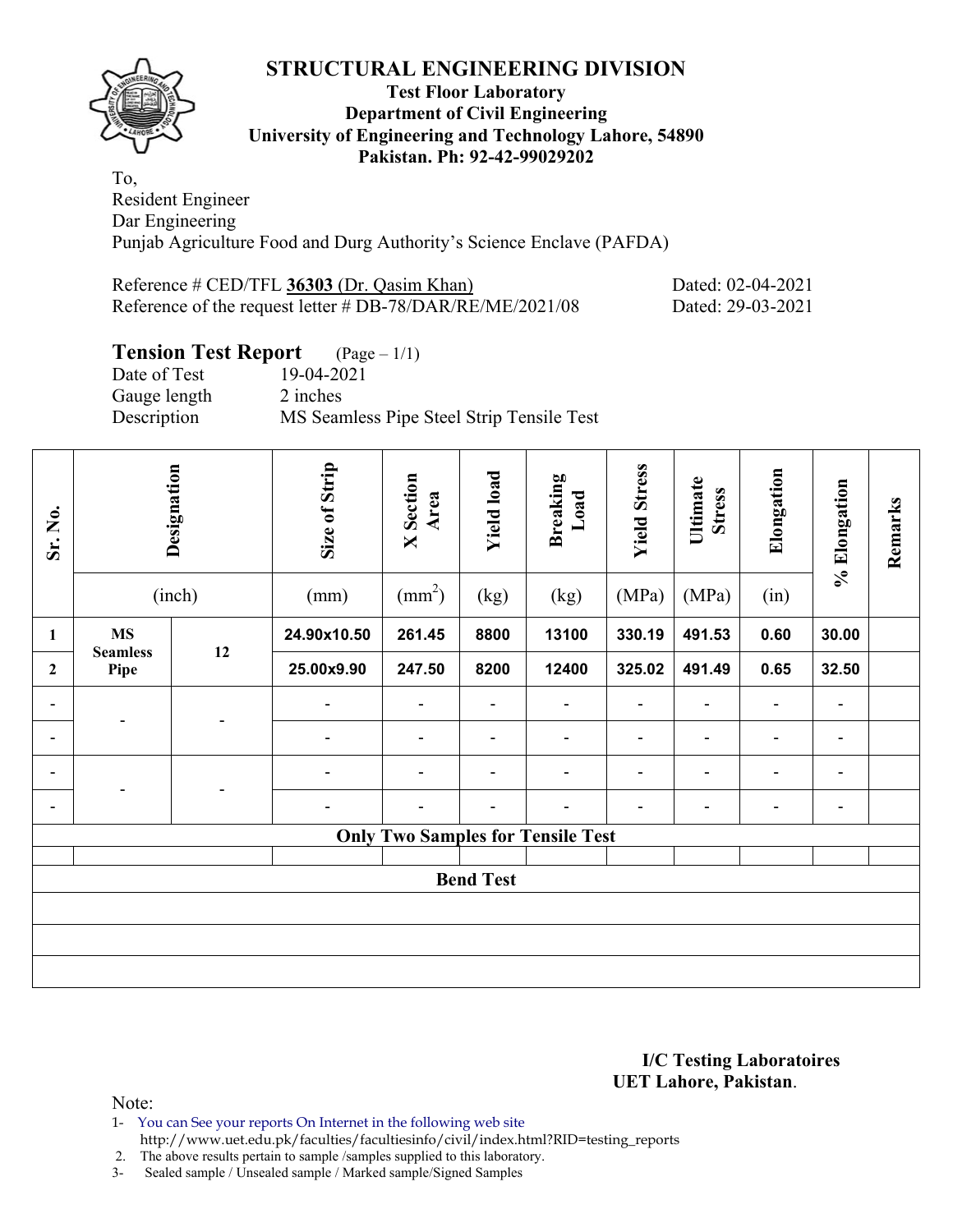# STRUCTURAL ENGINEERING DIVISION

**Test Floor Laboratory**
**Department of Civil Engineering**
**University of Engineering and Technology Lahore, 54890**
**Pakistan. Ph: 92-42-99029202**

To,
Resident Engineer
Dar Engineering
Punjab Agriculture Food and Durg Authority's Science Enclave (PAFDA)

Reference # CED/TFL **36303** (Dr. Qasim Khan) Dated: 02-04-2021
Reference of the request letter # DB-78/DAR/RE/ME/2021/08 Dated: 29-03-2021

## Tension Test Report (Page – 1/1)

Date of Test 19-04-2021
Gauge length 2 inches
Description MS Seamless Pipe Steel Strip Tensile Test

| Sr. No. | Designation | | Size of Strip | X Section Area | Yield load | Breaking Load | Yield Stress | Ultimate Stress | Elongation | % Elongation | Remarks |
|---|---|---|---|---|---|---|---|---|---|---|---|
| | (inch) | | (mm) | (mm$^2$) | (kg) | (kg) | (MPa) | (MPa) | (in) | | |
| 1 | MS Seamless Pipe | 12 | 24.90x10.50 | 261.45 | 8800 | 13100 | 330.19 | 491.53 | 0.60 | 30.00 | |
| 2 | | | 25.00x9.90 | 247.50 | 8200 | 12400 | 325.02 | 491.49 | 0.65 | 32.50 | |
| - | - | - | - | - | - | - | - | - | - | - | |
| - | | | - | - | - | - | - | - | - | - | |
| - | - | - | - | - | - | - | - | - | - | - | |
| - | | | - | - | - | - | - | - | - | - | |
| **Only Two Samples for Tensile Test** | | | | | | | | | | | |
| | | | | | | | | | | | |
| **Bend Test** | | | | | | | | | | | |
| | | | | | | | | | | | |
| | | | | | | | | | | | |
| | | | | | | | | | | | |

**I/C Testing Laboratoires**
**UET Lahore, Pakistan**.

Note:
1- You can See your reports On Internet in the following web site
http://www.uet.edu.pk/faculties/facultiesinfo/civil/index.html?RID=testing_reports
2. The above results pertain to sample /samples supplied to this laboratory.
3- Sealed sample / Unsealed sample / Marked sample/Signed Samples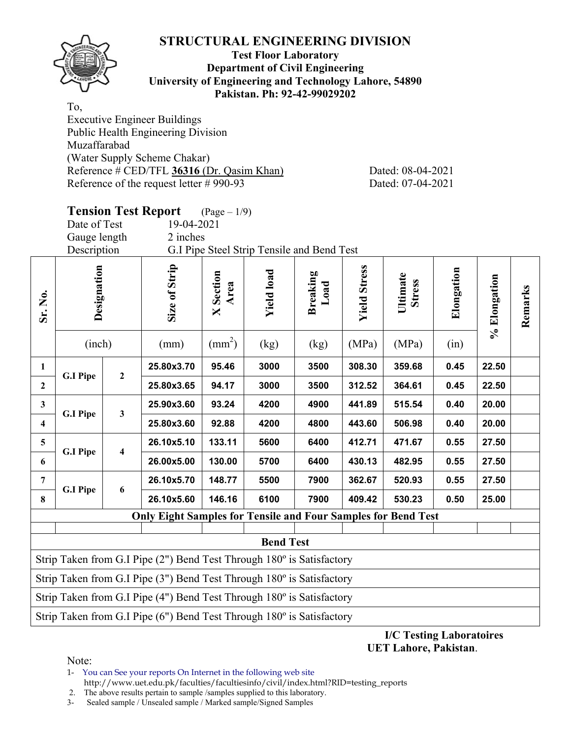# STRUCTURAL ENGINEERING DIVISION

**Test Floor Laboratory**
**Department of Civil Engineering**
**University of Engineering and Technology Lahore, 54890**
**Pakistan. Ph: 92-42-99029202**

To,
Executive Engineer Buildings
Public Health Engineering Division
Muzaffarabad
(Water Supply Scheme Chakar)
Reference # CED/TFL **36316** (Dr. Qasim Khan) Dated: 08-04-2021
Reference of the request letter # 990-93 Dated: 07-04-2021

## Tension Test Report (Page – 1/9)

Date of Test 19-04-2021
Gauge length 2 inches
Description G.I Pipe Steel Strip Tensile and Bend Test

| Sr. No. | Designation | | Size of Strip | X Section Area | Yield load | Breaking Load | Yield Stress | Ultimate Stress | Elongation | % Elongation | Remarks |
|---|---|---|---|---|---|---|---|---|---|---|---|
| | (inch) | | (mm) | ($mm^2$) | (kg) | (kg) | (MPa) | (MPa) | (in) | | |
| 1 | G.I Pipe | 2 | 25.80x3.70 | 95.46 | 3000 | 3500 | 308.30 | 359.68 | 0.45 | 22.50 | |
| 2 | | | 25.80x3.65 | 94.17 | 3000 | 3500 | 312.52 | 364.61 | 0.45 | 22.50 | |
| 3 | G.I Pipe | 3 | 25.90x3.60 | 93.24 | 4200 | 4900 | 441.89 | 515.54 | 0.40 | 20.00 | |
| 4 | | | 25.80x3.60 | 92.88 | 4200 | 4800 | 443.60 | 506.98 | 0.40 | 20.00 | |
| 5 | G.I Pipe | 4 | 26.10x5.10 | 133.11 | 5600 | 6400 | 412.71 | 471.67 | 0.55 | 27.50 | |
| 6 | | | 26.00x5.00 | 130.00 | 5700 | 6400 | 430.13 | 482.95 | 0.55 | 27.50 | |
| 7 | G.I Pipe | 6 | 26.10x5.70 | 148.77 | 5500 | 7900 | 362.67 | 520.93 | 0.55 | 27.50 | |
| 8 | | | 26.10x5.60 | 146.16 | 6100 | 7900 | 409.42 | 530.23 | 0.50 | 25.00 | |
| **Only Eight Samples for Tensile and Four Samples for Bend Test** | | | | | | | | | | | |
| | | | | | | | | | | | |
| **Bend Test** | | | | | | | | | | | |
| Strip Taken from G.I Pipe (2") Bend Test Through 180º is Satisfactory | | | | | | | | | | | |
| Strip Taken from G.I Pipe (3") Bend Test Through 180º is Satisfactory | | | | | | | | | | | |
| Strip Taken from G.I Pipe (4") Bend Test Through 180º is Satisfactory | | | | | | | | | | | |
| Strip Taken from G.I Pipe (6") Bend Test Through 180º is Satisfactory | | | | | | | | | | | |

**I/C Testing Laboratoires**
**UET Lahore, Pakistan**.

Note:
1- You can See your reports On Internet in the following web site
http://www.uet.edu.pk/faculties/facultiesinfo/civil/index.html?RID=testing_reports
2. The above results pertain to sample /samples supplied to this laboratory.
3- Sealed sample / Unsealed sample / Marked sample/Signed Samples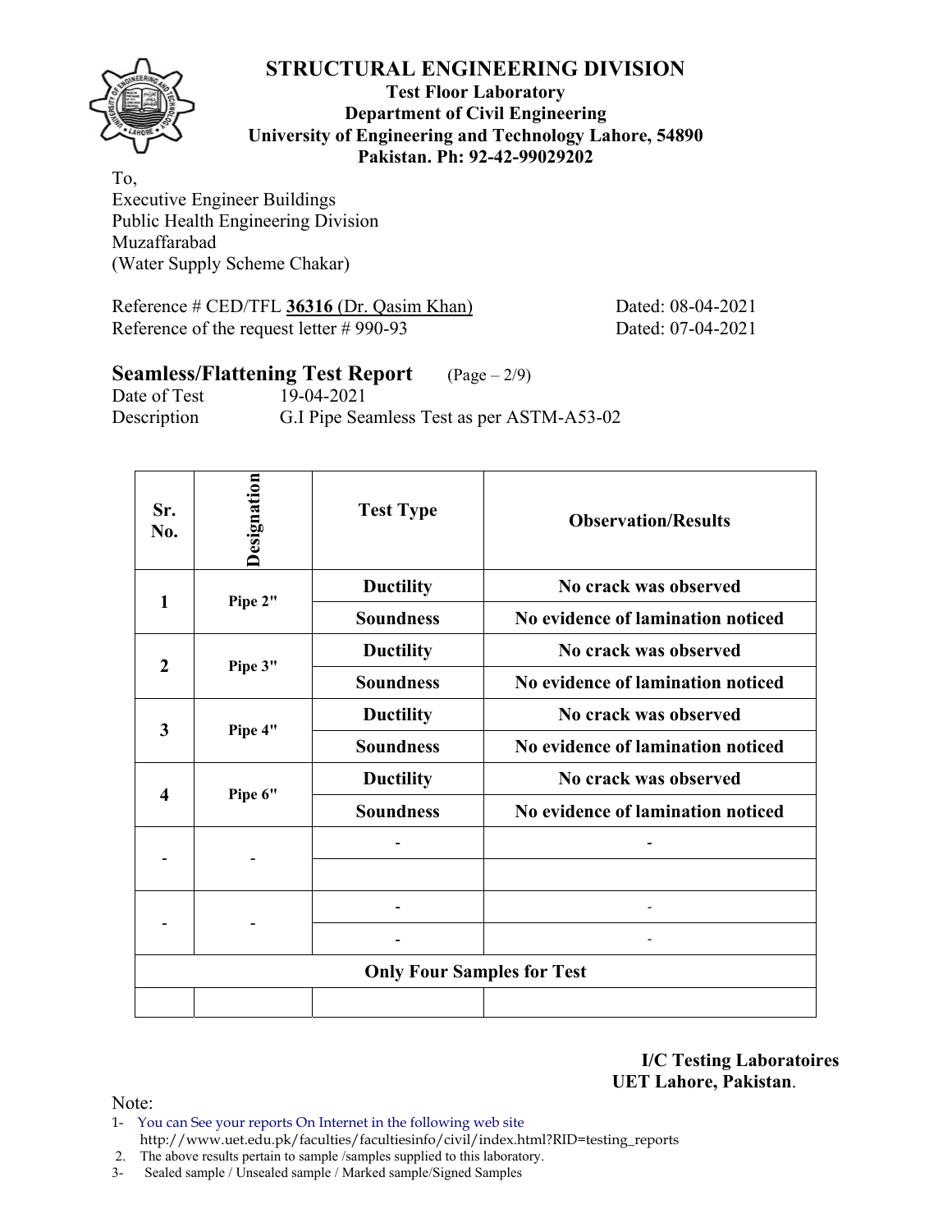# STRUCTURAL ENGINEERING DIVISION

**Test Floor Laboratory**
**Department of Civil Engineering**
**University of Engineering and Technology Lahore, 54890**
**Pakistan. Ph: 92-42-99029202**

To,
Executive Engineer Buildings
Public Health Engineering Division
Muzaffarabad
(Water Supply Scheme Chakar)

Reference # CED/TFL **36316** (Dr. Qasim Khan) Dated: 08-04-2021
Reference of the request letter # 990-93 Dated: 07-04-2021

## Seamless/Flattening Test Report (Page – 2/9)

Date of Test 19-04-2021
Description G.I Pipe Seamless Test as per ASTM-A53-02

| Sr. No. | Designation | Test Type | Observation/Results |
|---|---|---|---|
| 1 | Pipe 2" | Ductility | No crack was observed |
| | | Soundness | No evidence of lamination noticed |
| 2 | Pipe 3" | Ductility | No crack was observed |
| | | Soundness | No evidence of lamination noticed |
| 3 | Pipe 4" | Ductility | No crack was observed |
| | | Soundness | No evidence of lamination noticed |
| 4 | Pipe 6" | Ductility | No crack was observed |
| | | Soundness | No evidence of lamination noticed |
| - | - | - | - |
| | | | |
| - | - | - | - |
| | | - | - |
| **Only Four Samples for Test** | | | |
| | | | |

**I/C Testing Laboratoires**
**UET Lahore, Pakistan.**

Note:
1- You can See your reports On Internet in the following web site
http://www.uet.edu.pk/faculties/facultiesinfo/civil/index.html?RID=testing_reports
2. The above results pertain to sample /samples supplied to this laboratory.
3- Sealed sample / Unsealed sample / Marked sample/Signed Samples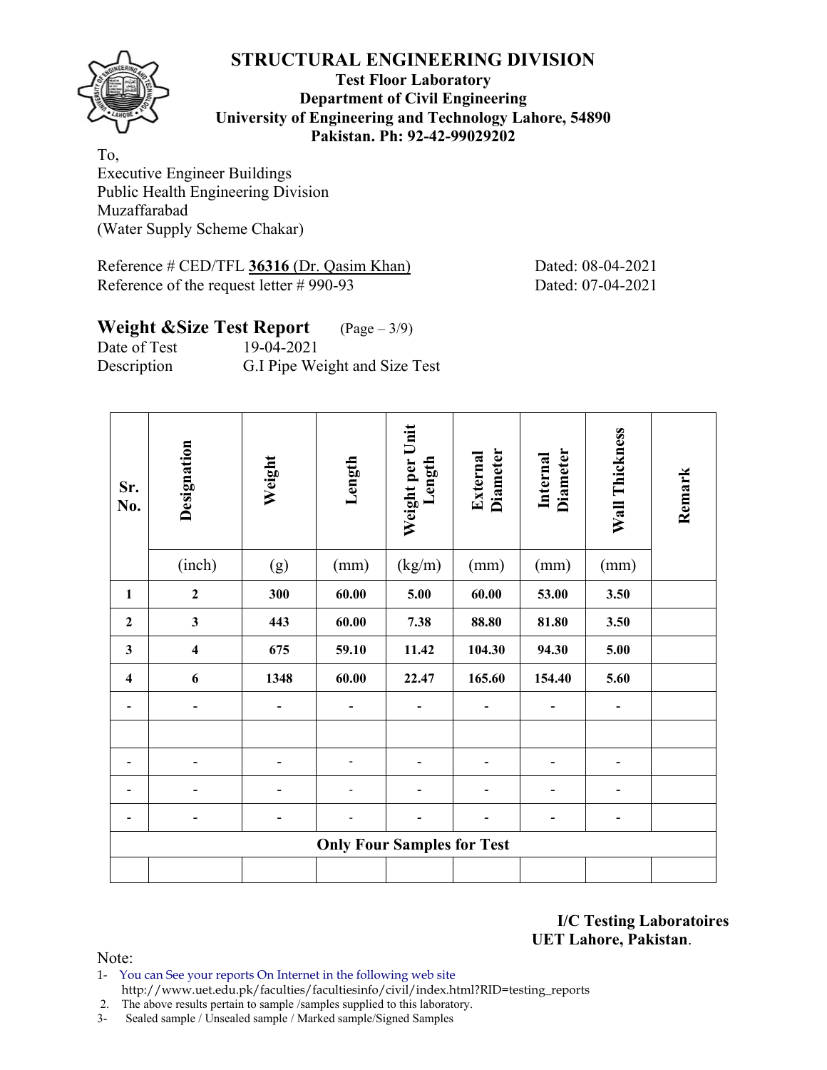# STRUCTURAL ENGINEERING DIVISION

**Test Floor Laboratory**
**Department of Civil Engineering**
**University of Engineering and Technology Lahore, 54890**
**Pakistan. Ph: 92-42-99029202**

To,
Executive Engineer Buildings
Public Health Engineering Division
Muzaffarabad
(Water Supply Scheme Chakar)

Reference # CED/TFL **36316** (Dr. Qasim Khan) Dated: 08-04-2021
Reference of the request letter # 990-93 Dated: 07-04-2021

## Weight &Size Test Report (Page – 3/9)

Date of Test 19-04-2021
Description G.I Pipe Weight and Size Test

| Sr. No. | Designation | Weight | Length | Weight per Unit Length | External Diameter | Internal Diameter | Wall Thickness | Remark |
|---|---|---|---|---|---|---|---|---|
| | (inch) | (g) | (mm) | (kg/m) | (mm) | (mm) | (mm) | |
| **1** | **2** | **300** | **60.00** | **5.00** | **60.00** | **53.00** | **3.50** | |
| **2** | **3** | **443** | **60.00** | **7.38** | **88.80** | **81.80** | **3.50** | |
| **3** | **4** | **675** | **59.10** | **11.42** | **104.30** | **94.30** | **5.00** | |
| **4** | **6** | **1348** | **60.00** | **22.47** | **165.60** | **154.40** | **5.60** | |
| - | - | - | - | - | - | - | - | |
| | | | | | | | | |
| - | - | - | - | - | - | - | - | |
| - | - | - | - | - | - | - | - | |
| - | - | - | - | - | - | - | - | |
| **Only Four Samples for Test** | | | | | | | | |
| | | | | | | | | |

**I/C Testing Laboratoires**
**UET Lahore, Pakistan**.

Note:
1- You can See your reports On Internet in the following web site
http://www.uet.edu.pk/faculties/facultiesinfo/civil/index.html?RID=testing_reports
2. The above results pertain to sample /samples supplied to this laboratory.
3- Sealed sample / Unsealed sample / Marked sample/Signed Samples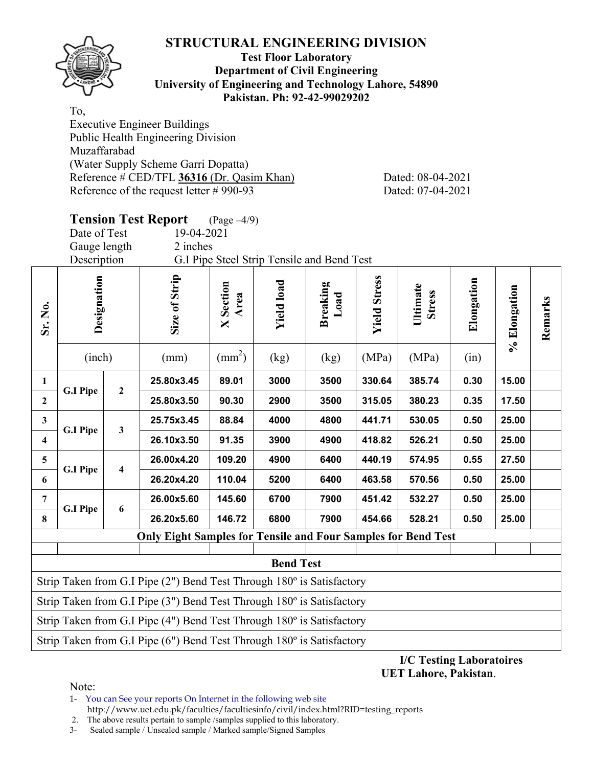# STRUCTURAL ENGINEERING DIVISION

**Test Floor Laboratory**
**Department of Civil Engineering**
**University of Engineering and Technology Lahore, 54890**
**Pakistan. Ph: 92-42-99029202**

To,
Executive Engineer Buildings
Public Health Engineering Division
Muzaffarabad
(Water Supply Scheme Garri Dopatta)
Reference # CED/TFL **36316** (Dr. Qasim Khan) Dated: 08-04-2021
Reference of the request letter # 990-93 Dated: 07-04-2021

## Tension Test Report (Page –4/9)

Date of Test 19-04-2021
Gauge length 2 inches
Description G.I Pipe Steel Strip Tensile and Bend Test

| Sr. No. | Designation (inch) | | Size of Strip (mm) | X Section Area ($mm^2$) | Yield load (kg) | Breaking Load (kg) | Yield Stress (MPa) | Ultimate Stress (MPa) | Elongation (in) | % Elongation | Remarks |
|---|---|---|---|---|---|---|---|---|---|---|---|
| **1** | G.I Pipe | 2 | **25.80x3.45** | **89.01** | **3000** | **3500** | **330.64** | **385.74** | **0.30** | **15.00** | |
| **2** | | | **25.80x3.50** | **90.30** | **2900** | **3500** | **315.05** | **380.23** | **0.35** | **17.50** | |
| **3** | G.I Pipe | 3 | **25.75x3.45** | **88.84** | **4000** | **4800** | **441.71** | **530.05** | **0.50** | **25.00** | |
| **4** | | | **26.10x3.50** | **91.35** | **3900** | **4900** | **418.82** | **526.21** | **0.50** | **25.00** | |
| **5** | G.I Pipe | 4 | **26.00x4.20** | **109.20** | **4900** | **6400** | **440.19** | **574.95** | **0.55** | **27.50** | |
| **6** | | | **26.20x4.20** | **110.04** | **5200** | **6400** | **463.58** | **570.56** | **0.50** | **25.00** | |
| **7** | G.I Pipe | 6 | **26.00x5.60** | **145.60** | **6700** | **7900** | **451.42** | **532.27** | **0.50** | **25.00** | |
| **8** | | | **26.20x5.60** | **146.72** | **6800** | **7900** | **454.66** | **528.21** | **0.50** | **25.00** | |
| **Only Eight Samples for Tensile and Four Samples for Bend Test** | | | | | | | | | | | |

| **Bend Test** |
|---|
| Strip Taken from G.I Pipe (2") Bend Test Through 180º is Satisfactory |
| Strip Taken from G.I Pipe (3") Bend Test Through 180º is Satisfactory |
| Strip Taken from G.I Pipe (4") Bend Test Through 180º is Satisfactory |
| Strip Taken from G.I Pipe (6") Bend Test Through 180º is Satisfactory |

**I/C Testing Laboratoires**
**UET Lahore, Pakistan**.

Note:
1- You can See your reports On Internet in the following web site
http://www.uet.edu.pk/faculties/facultiesinfo/civil/index.html?RID=testing_reports
2. The above results pertain to sample /samples supplied to this laboratory.
3- Sealed sample / Unsealed sample / Marked sample/Signed Samples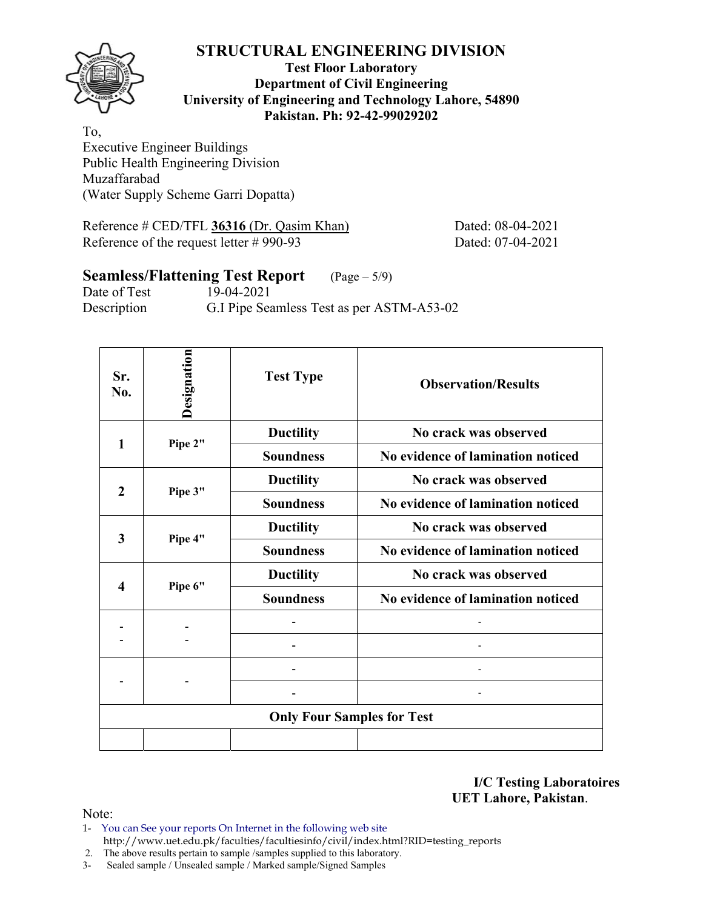# STRUCTURAL ENGINEERING DIVISION

**Test Floor Laboratory**
**Department of Civil Engineering**
**University of Engineering and Technology Lahore, 54890**
**Pakistan. Ph: 92-42-99029202**

To,
Executive Engineer Buildings
Public Health Engineering Division
Muzaffarabad
(Water Supply Scheme Garri Dopatta)

Reference # CED/TFL **36316** (Dr. Qasim Khan) Dated: 08-04-2021
Reference of the request letter # 990-93 Dated: 07-04-2021

## Seamless/Flattening Test Report (Page – 5/9)

Date of Test 19-04-2021
Description G.I Pipe Seamless Test as per ASTM-A53-02

| Sr. No. | Designation | Test Type | Observation/Results |
|---|---|---|---|
| **1** | **Pipe 2"** | **Ductility** | **No crack was observed** |
| | | **Soundness** | **No evidence of lamination noticed** |
| **2** | **Pipe 3"** | **Ductility** | **No crack was observed** |
| | | **Soundness** | **No evidence of lamination noticed** |
| **3** | **Pipe 4"** | **Ductility** | **No crack was observed** |
| | | **Soundness** | **No evidence of lamination noticed** |
| **4** | **Pipe 6"** | **Ductility** | **No crack was observed** |
| | | **Soundness** | **No evidence of lamination noticed** |
| - | - | - | - |
| - | - | - | - |
| - | - | - | - |
| | | - | - |
| **Only Four Samples for Test** | | | |
| | | | |

**I/C Testing Laboratoires**
**UET Lahore, Pakistan**.

Note:
1- You can See your reports On Internet in the following web site
http://www.uet.edu.pk/faculties/facultiesinfo/civil/index.html?RID=testing_reports
2. The above results pertain to sample /samples supplied to this laboratory.
3- Sealed sample / Unsealed sample / Marked sample/Signed Samples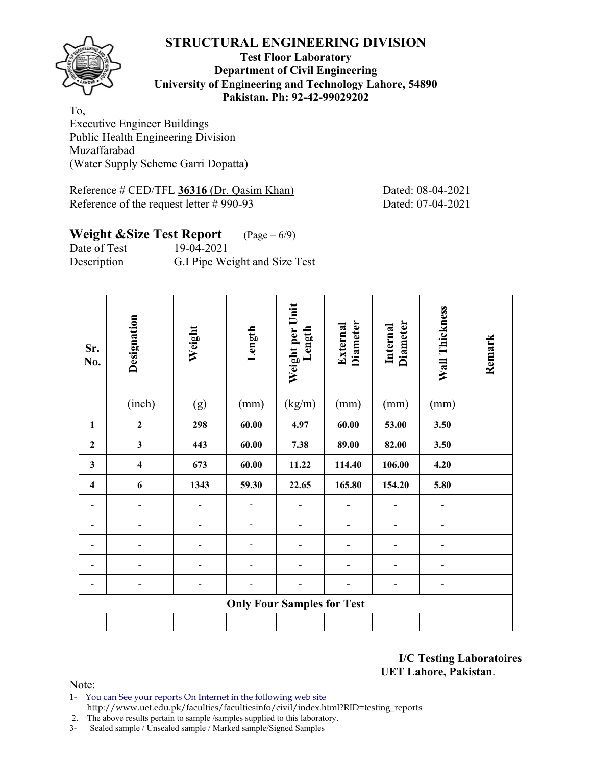# STRUCTURAL ENGINEERING DIVISION

**Test Floor Laboratory**
**Department of Civil Engineering**
**University of Engineering and Technology Lahore, 54890**
**Pakistan. Ph: 92-42-99029202**

To,
Executive Engineer Buildings
Public Health Engineering Division
Muzaffarabad
(Water Supply Scheme Garri Dopatta)

Reference # CED/TFL **36316** (Dr. Qasim Khan) Dated: 08-04-2021
Reference of the request letter # 990-93 Dated: 07-04-2021

## Weight &Size Test Report (Page – 6/9)

Date of Test 19-04-2021
Description G.I Pipe Weight and Size Test

| Sr. No. | Designation | Weight | Length | Weight per Unit Length | External Diameter | Internal Diameter | Wall Thickness | Remark |
|---|---|---|---|---|---|---|---|---|
| | (inch) | (g) | (mm) | (kg/m) | (mm) | (mm) | (mm) | |
| **1** | **2** | **298** | **60.00** | **4.97** | **60.00** | **53.00** | **3.50** | |
| **2** | **3** | **443** | **60.00** | **7.38** | **89.00** | **82.00** | **3.50** | |
| **3** | **4** | **673** | **60.00** | **11.22** | **114.40** | **106.00** | **4.20** | |
| **4** | **6** | **1343** | **59.30** | **22.65** | **165.80** | **154.20** | **5.80** | |
| - | - | - | - | - | - | - | - | |
| - | - | - | - | - | - | - | - | |
| - | - | - | - | - | - | - | - | |
| - | - | - | - | - | - | - | - | |
| - | - | - | - | - | - | - | - | |
| **Only Four Samples for Test** | | | | | | | | |
| | | | | | | | | |

**I/C Testing Laboratoires**
**UET Lahore, Pakistan**.

Note:
1- You can See your reports On Internet in the following web site
http://www.uet.edu.pk/faculties/facultiesinfo/civil/index.html?RID=testing_reports
2. The above results pertain to sample /samples supplied to this laboratory.
3- Sealed sample / Unsealed sample / Marked sample/Signed Samples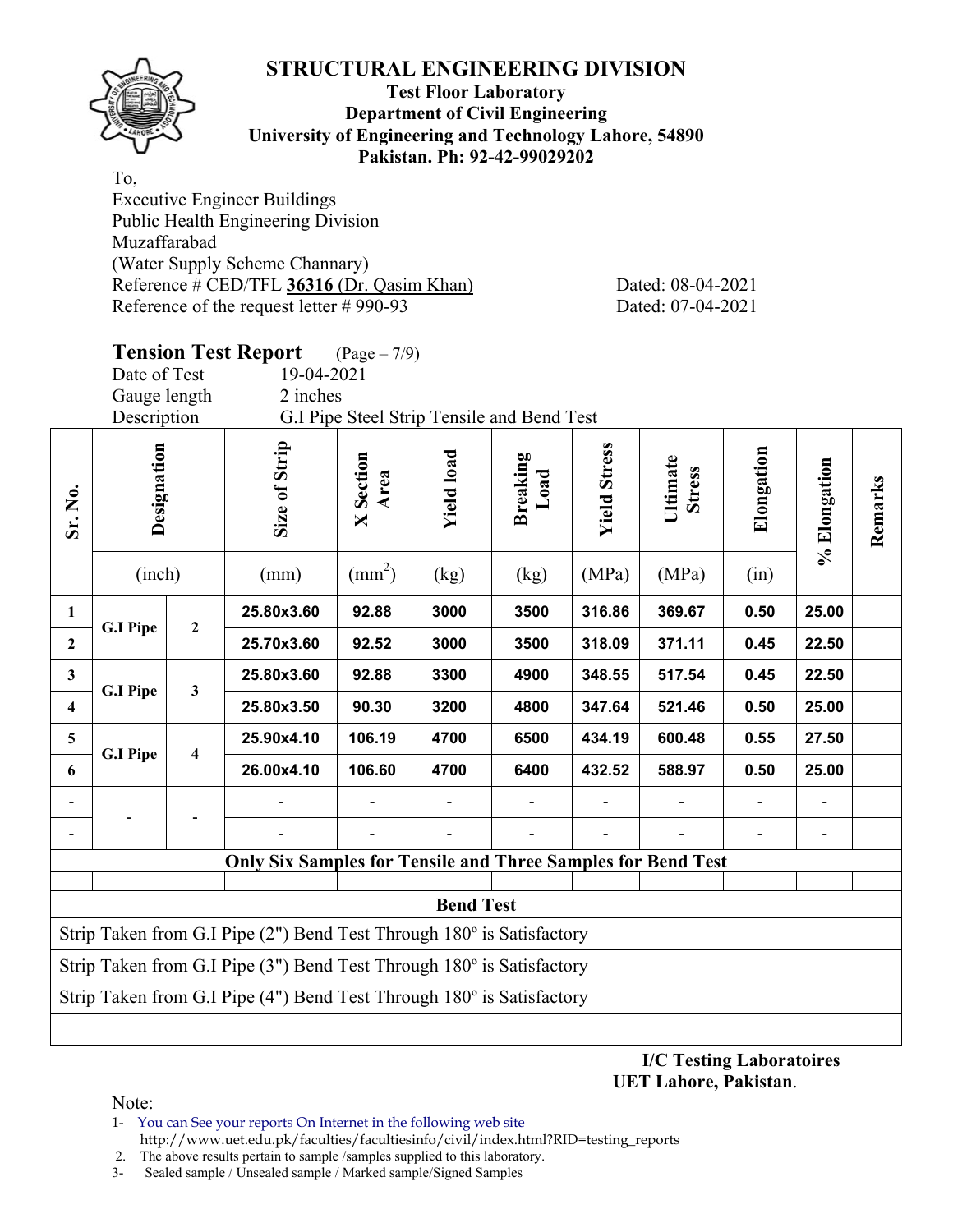# STRUCTURAL ENGINEERING DIVISION

**Test Floor Laboratory**
**Department of Civil Engineering**
**University of Engineering and Technology Lahore, 54890**
**Pakistan. Ph: 92-42-99029202**

To,
Executive Engineer Buildings
Public Health Engineering Division
Muzaffarabad
(Water Supply Scheme Channary)
Reference # CED/TFL **36316** (Dr. Qasim Khan) Dated: 08-04-2021
Reference of the request letter # 990-93 Dated: 07-04-2021

## Tension Test Report (Page – 7/9)

Date of Test 19-04-2021
Gauge length 2 inches
Description G.I Pipe Steel Strip Tensile and Bend Test

| Sr. No. | Designation (inch) | | Size of Strip (mm) | X Section Area ($mm^2$) | Yield load (kg) | Breaking Load (kg) | Yield Stress (MPa) | Ultimate Stress (MPa) | Elongation (in) | % Elongation | Remarks |
|---|---|---|---|---|---|---|---|---|---|---|---|
| 1 | G.I Pipe | 2 | 25.80x3.60 | 92.88 | 3000 | 3500 | 316.86 | 369.67 | 0.50 | 25.00 | |
| 2 | | | 25.70x3.60 | 92.52 | 3000 | 3500 | 318.09 | 371.11 | 0.45 | 22.50 | |
| 3 | G.I Pipe | 3 | 25.80x3.60 | 92.88 | 3300 | 4900 | 348.55 | 517.54 | 0.45 | 22.50 | |
| 4 | | | 25.80x3.50 | 90.30 | 3200 | 4800 | 347.64 | 521.46 | 0.50 | 25.00 | |
| 5 | G.I Pipe | 4 | 25.90x4.10 | 106.19 | 4700 | 6500 | 434.19 | 600.48 | 0.55 | 27.50 | |
| 6 | | | 26.00x4.10 | 106.60 | 4700 | 6400 | 432.52 | 588.97 | 0.50 | 25.00 | |
| - | - | - | - | - | - | - | - | - | - | - | |
| - | | | - | - | - | - | - | - | - | - | |
| **Only Six Samples for Tensile and Three Samples for Bend Test** | | | | | | | | | | | |

| **Bend Test** |
|---|
| Strip Taken from G.I Pipe (2") Bend Test Through 180º is Satisfactory |
| Strip Taken from G.I Pipe (3") Bend Test Through 180º is Satisfactory |
| Strip Taken from G.I Pipe (4") Bend Test Through 180º is Satisfactory |

**I/C Testing Laboratoires**
**UET Lahore, Pakistan**.

Note:
1- You can See your reports On Internet in the following web site
http://www.uet.edu.pk/faculties/facultiesinfo/civil/index.html?RID=testing_reports
2. The above results pertain to sample /samples supplied to this laboratory.
3- Sealed sample / Unsealed sample / Marked sample/Signed Samples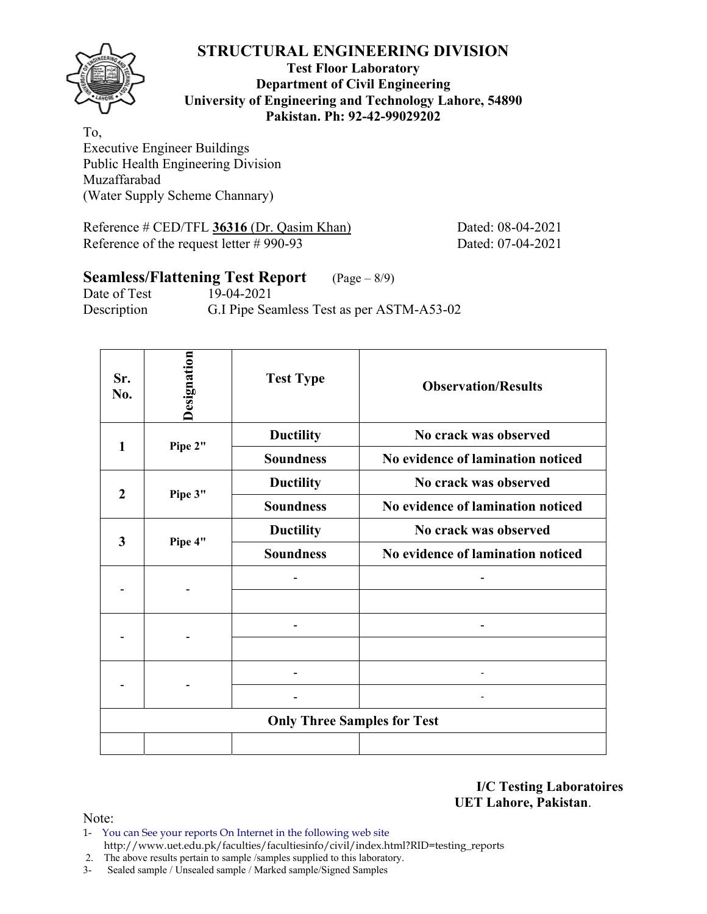# STRUCTURAL ENGINEERING DIVISION

**Test Floor Laboratory**
**Department of Civil Engineering**
**University of Engineering and Technology Lahore, 54890**
**Pakistan. Ph: 92-42-99029202**

To,
Executive Engineer Buildings
Public Health Engineering Division
Muzaffarabad
(Water Supply Scheme Channary)

Reference # CED/TFL **36316** (Dr. Qasim Khan) Dated: 08-04-2021
Reference of the request letter # 990-93 Dated: 07-04-2021

## Seamless/Flattening Test Report (Page – 8/9)

Date of Test 19-04-2021
Description G.I Pipe Seamless Test as per ASTM-A53-02

| Sr. No. | Designation | Test Type | Observation/Results |
|---|---|---|---|
| 1 | Pipe 2" | Ductility | No crack was observed |
| | | Soundness | No evidence of lamination noticed |
| 2 | Pipe 3" | Ductility | No crack was observed |
| | | Soundness | No evidence of lamination noticed |
| 3 | Pipe 4" | Ductility | No crack was observed |
| | | Soundness | No evidence of lamination noticed |
| - | - | - | - |
| | | | |
| - | - | - | - |
| | | | |
| - | - | - | - |
| | | - | - |
| **Only Three Samples for Test** | | | |
| | | | |

**I/C Testing Laboratoires**
**UET Lahore, Pakistan.**

Note:
1- You can See your reports On Internet in the following web site
http://www.uet.edu.pk/faculties/facultiesinfo/civil/index.html?RID=testing_reports
2. The above results pertain to sample /samples supplied to this laboratory.
3- Sealed sample / Unsealed sample / Marked sample/Signed Samples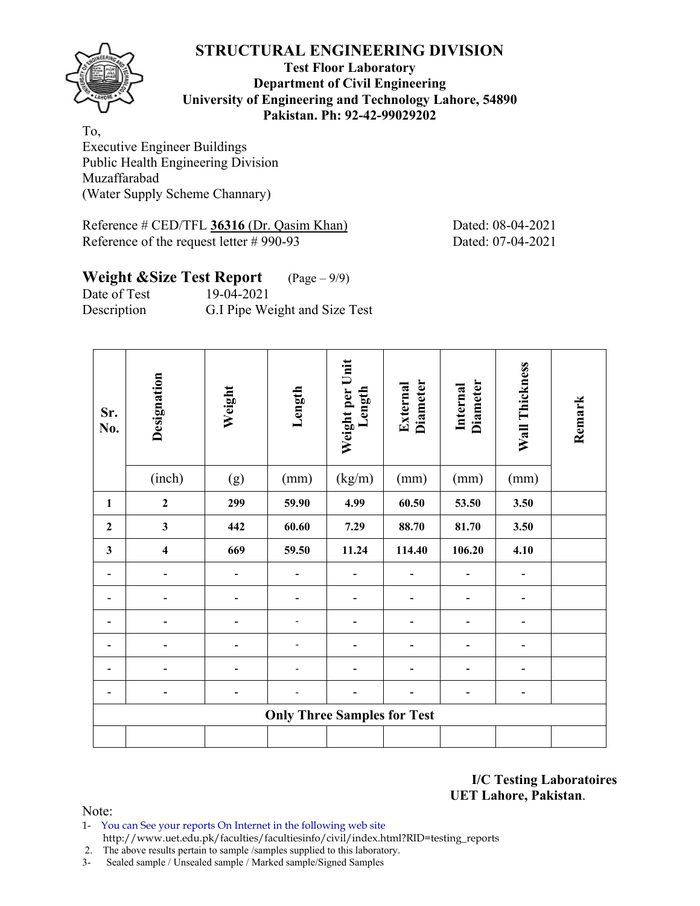# STRUCTURAL ENGINEERING DIVISION

**Test Floor Laboratory**
**Department of Civil Engineering**
**University of Engineering and Technology Lahore, 54890**
**Pakistan. Ph: 92-42-99029202**

To,
Executive Engineer Buildings
Public Health Engineering Division
Muzaffarabad
(Water Supply Scheme Channary)

Reference # CED/TFL **36316** (Dr. Qasim Khan) Dated: 08-04-2021
Reference of the request letter # 990-93 Dated: 07-04-2021

## Weight &Size Test Report (Page – 9/9)

Date of Test 19-04-2021
Description G.I Pipe Weight and Size Test

| Sr. No. | Designation | Weight | Length | Weight per Unit Length | External Diameter | Internal Diameter | Wall Thickness | Remark |
|---|---|---|---|---|---|---|---|---|
| | (inch) | (g) | (mm) | (kg/m) | (mm) | (mm) | (mm) | |
| **1** | **2** | **299** | **59.90** | **4.99** | **60.50** | **53.50** | **3.50** | |
| **2** | **3** | **442** | **60.60** | **7.29** | **88.70** | **81.70** | **3.50** | |
| **3** | **4** | **669** | **59.50** | **11.24** | **114.40** | **106.20** | **4.10** | |
| - | - | - | - | - | - | - | - | |
| - | - | - | - | - | - | - | - | |
| - | - | - | - | - | - | - | - | |
| - | - | - | - | - | - | - | - | |
| - | - | - | - | - | - | - | - | |
| - | - | - | - | - | - | - | - | |
| **Only Three Samples for Test** | | | | | | | | |
| | | | | | | | | |

**I/C Testing Laboratoires**
**UET Lahore, Pakistan**.

Note:
1- You can See your reports On Internet in the following web site
 http://www.uet.edu.pk/faculties/facultiesinfo/civil/index.html?RID=testing_reports
2. The above results pertain to sample /samples supplied to this laboratory.
3- Sealed sample / Unsealed sample / Marked sample/Signed Samples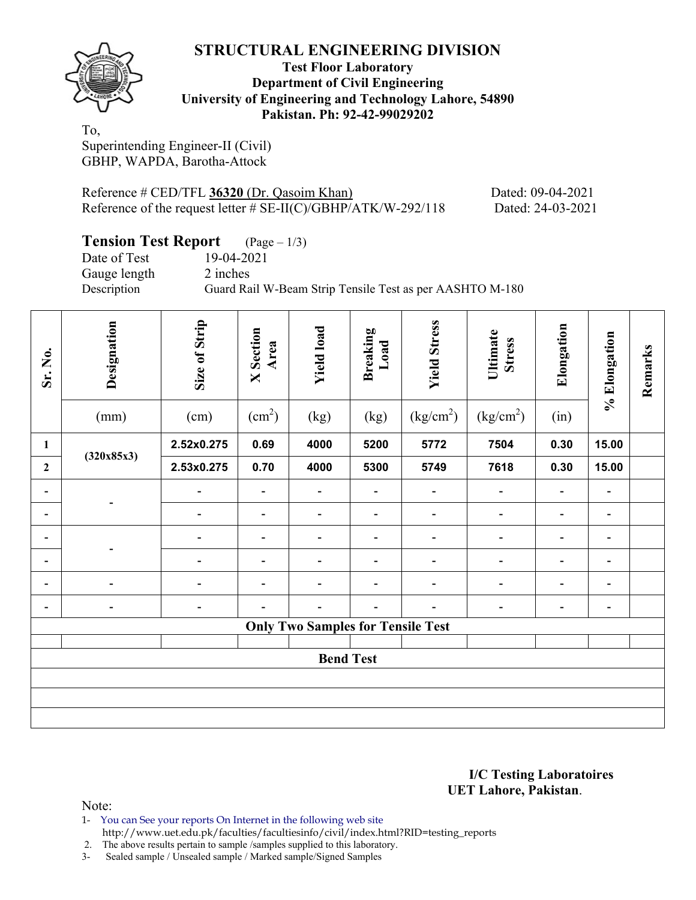# STRUCTURAL ENGINEERING DIVISION

**Test Floor Laboratory**
**Department of Civil Engineering**
**University of Engineering and Technology Lahore, 54890**
**Pakistan. Ph: 92-42-99029202**

To,
Superintending Engineer-II (Civil)
GBHP, WAPDA, Barotha-Attock

Reference # CED/TFL **36320** (Dr. Qasoim Khan) Dated: 09-04-2021
Reference of the request letter # SE-II(C)/GBHP/ATK/W-292/118 Dated: 24-03-2021

## Tension Test Report (Page – 1/3)

Date of Test 19-04-2021
Gauge length 2 inches
Description Guard Rail W-Beam Strip Tensile Test as per AASHTO M-180

| Sr. No. | Designation | Size of Strip | X Section Area | Yield load | Breaking Load | Yield Stress | Ultimate Stress | Elongation | % Elongation | Remarks |
|---|---|---|---|---|---|---|---|---|---|---|
| | (mm) | (cm) | (cm$^2$) | (kg) | (kg) | (kg/cm$^2$) | (kg/cm$^2$) | (in) | | |
| **1** | **(320x85x3)** | **2.52x0.275** | **0.69** | **4000** | **5200** | **5772** | **7504** | **0.30** | **15.00** | |
| **2** | | **2.53x0.275** | **0.70** | **4000** | **5300** | **5749** | **7618** | **0.30** | **15.00** | |
| - | - | - | - | - | - | - | - | - | - | |
| - | | - | - | - | - | - | - | - | - | |
| - | - | - | - | - | - | - | - | - | - | |
| - | | - | - | - | - | - | - | - | - | |
| - | - | - | - | - | - | - | - | - | - | |
| - | - | - | - | - | - | - | - | - | - | |
| **Only Two Samples for Tensile Test** | | | | | | | | | | |
| | | | | | | | | | | |
| **Bend Test** | | | | | | | | | | |
| | | | | | | | | | | |
| | | | | | | | | | | |
| | | | | | | | | | | |

**I/C Testing Laboratoires**
**UET Lahore, Pakistan.**

Note:
1- You can See your reports On Internet in the following web site
http://www.uet.edu.pk/faculties/facultiesinfo/civil/index.html?RID=testing_reports
2. The above results pertain to sample /samples supplied to this laboratory.
3- Sealed sample / Unsealed sample / Marked sample/Signed Samples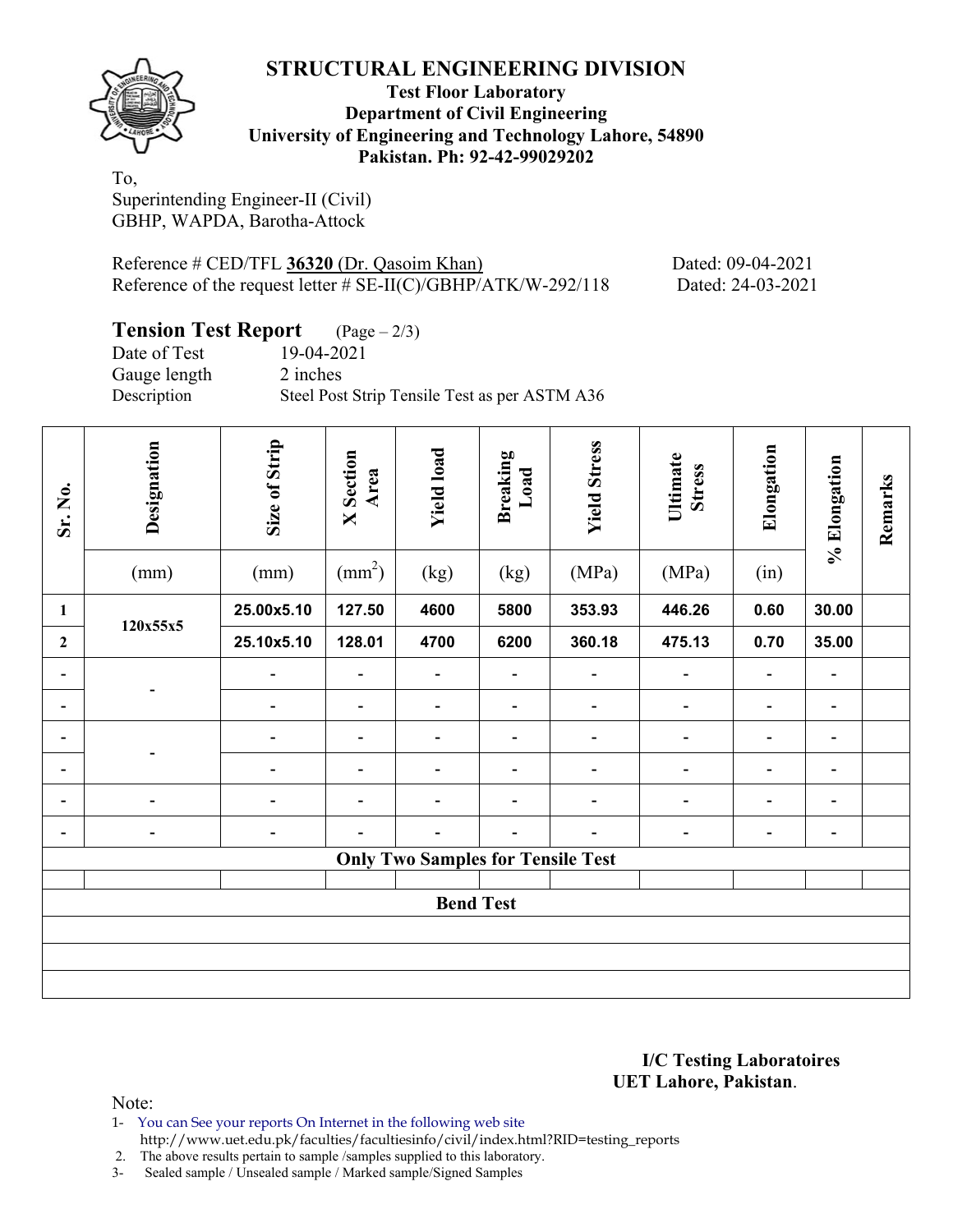# STRUCTURAL ENGINEERING DIVISION

**Test Floor Laboratory**
**Department of Civil Engineering**
**University of Engineering and Technology Lahore, 54890**
**Pakistan. Ph: 92-42-99029202**

To,
Superintending Engineer-II (Civil)
GBHP, WAPDA, Barotha-Attock

Reference # CED/TFL **36320** (Dr. Qasoim Khan) Dated: 09-04-2021
Reference of the request letter # SE-II(C)/GBHP/ATK/W-292/118 Dated: 24-03-2021

## Tension Test Report (Page – 2/3)

Date of Test 19-04-2021
Gauge length 2 inches
Description Steel Post Strip Tensile Test as per ASTM A36

| Sr. No. | Designation (mm) | Size of Strip (mm) | X Section Area ($mm^2$) | Yield load (kg) | Breaking Load (kg) | Yield Stress (MPa) | Ultimate Stress (MPa) | Elongation (in) | % Elongation | Remarks |
|---|---|---|---|---|---|---|---|---|---|---|
| **1** | **120x55x5** | **25.00x5.10** | **127.50** | **4600** | **5800** | **353.93** | **446.26** | **0.60** | **30.00** | |
| **2** | | **25.10x5.10** | **128.01** | **4700** | **6200** | **360.18** | **475.13** | **0.70** | **35.00** | |
| - | - | - | - | - | - | - | - | - | - | |
| - | | - | - | - | - | - | - | - | - | |
| - | - | - | - | - | - | - | - | - | - | |
| - | | - | - | - | - | - | - | - | - | |
| - | - | - | - | - | - | - | - | - | - | |
| - | - | - | - | - | - | - | - | - | - | |
| **Only Two Samples for Tensile Test** | | | | | | | | | | |
| | | | | | | | | | | |
| **Bend Test** | | | | | | | | | | |
| | | | | | | | | | | |
| | | | | | | | | | | |
| | | | | | | | | | | |

**I/C Testing Laboratoires**
**UET Lahore, Pakistan**.

Note:
1- You can See your reports On Internet in the following web site
http://www.uet.edu.pk/faculties/facultiesinfo/civil/index.html?RID=testing_reports
2. The above results pertain to sample /samples supplied to this laboratory.
3- Sealed sample / Unsealed sample / Marked sample/Signed Samples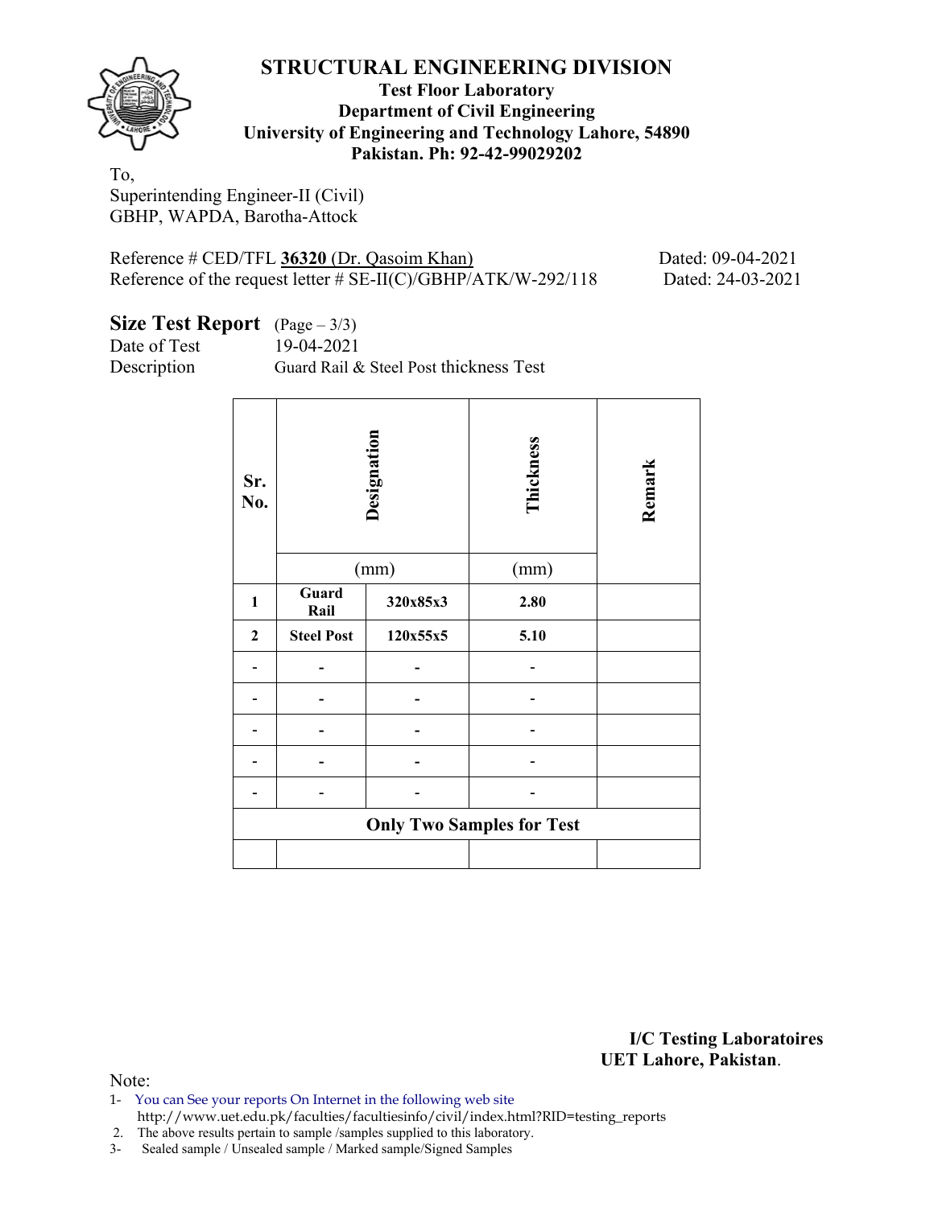# STRUCTURAL ENGINEERING DIVISION

**Test Floor Laboratory**
**Department of Civil Engineering**
**University of Engineering and Technology Lahore, 54890**
**Pakistan. Ph: 92-42-99029202**

To,
Superintending Engineer-II (Civil)
GBHP, WAPDA, Barotha-Attock

Reference # CED/TFL **36320** (Dr. Qasoim Khan) Dated: 09-04-2021
Reference of the request letter # SE-II(C)/GBHP/ATK/W-292/118 Dated: 24-03-2021

## Size Test Report (Page – 3/3)

Date of Test 19-04-2021
Description Guard Rail & Steel Post thickness Test

| Sr. No. | Designation | | Thickness | Remark |
|---|---|---|---|---|
| | (mm) | | (mm) | |
| **1** | **Guard Rail** | **320x85x3** | **2.80** | |
| **2** | **Steel Post** | **120x55x5** | **5.10** | |
| - | - | - | - | |
| - | - | - | - | |
| - | - | - | - | |
| - | - | - | - | |
| - | - | - | - | |
| **Only Two Samples for Test** | | | | |
| | | | | |

**I/C Testing Laboratoires**
**UET Lahore, Pakistan**.

Note:
1- You can See your reports On Internet in the following web site
http://www.uet.edu.pk/faculties/facultiesinfo/civil/index.html?RID=testing_reports
2. The above results pertain to sample /samples supplied to this laboratory.
3- Sealed sample / Unsealed sample / Marked sample/Signed Samples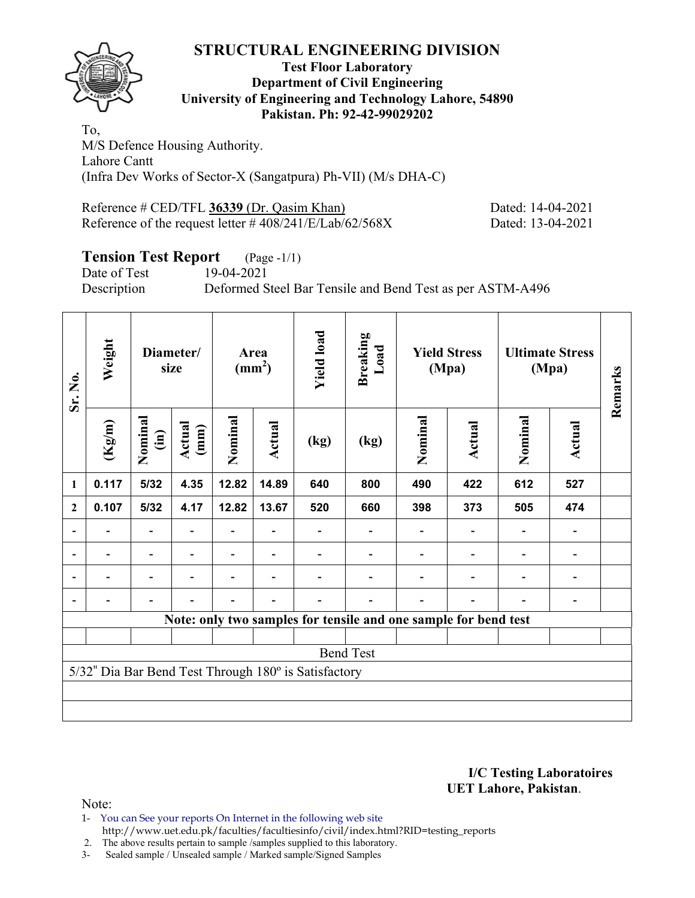## STRUCTURAL ENGINEERING DIVISION

**Test Floor Laboratory**
**Department of Civil Engineering**
**University of Engineering and Technology Lahore, 54890**
**Pakistan. Ph: 92-42-99029202**

To,
M/S Defence Housing Authority.
Lahore Cantt
(Infra Dev Works of Sector-X (Sangatpura) Ph-VII) (M/s DHA-C)

Reference # CED/TFL **36339** (Dr. Qasim Khan) Dated: 14-04-2021
Reference of the request letter # 408/241/E/Lab/62/568X Dated: 13-04-2021

### Tension Test Report (Page -1/1)

Date of Test 19-04-2021
Description Deformed Steel Bar Tensile and Bend Test as per ASTM-A496

| Sr. No. | Weight | Diameter/ size | | Area ($mm^2$) | | Yield load | Breaking Load | Yield Stress (Mpa) | | Ultimate Stress (Mpa) | | Remarks |
|---|---|---|---|---|---|---|---|---|---|---|---|---|
| | (Kg/m) | Nominal (in) | Actual (mm) | Nominal | Actual | (kg) | (kg) | Nominal | Actual | Nominal | Actual | |
| 1 | 0.117 | 5/32 | 4.35 | 12.82 | 14.89 | 640 | 800 | 490 | 422 | 612 | 527 | |
| 2 | 0.107 | 5/32 | 4.17 | 12.82 | 13.67 | 520 | 660 | 398 | 373 | 505 | 474 | |
| - | - | - | - | - | - | - | - | - | - | - | - | |
| - | - | - | - | - | - | - | - | - | - | - | - | |
| - | - | - | - | - | - | - | - | - | - | - | - | |
| - | - | - | - | - | - | - | - | - | - | - | - | |
| **Note: only two samples for tensile and one sample for bend test** | | | | | | | | | | | | |
| Bend Test | | | | | | | | | | | | |
| 5/32" Dia Bar Bend Test Through 180º is Satisfactory | | | | | | | | | | | | |

**I/C Testing Laboratoires**
**UET Lahore, Pakistan**.

Note:
1- You can See your reports On Internet in the following web site
http://www.uet.edu.pk/faculties/facultiesinfo/civil/index.html?RID=testing_reports
2. The above results pertain to sample /samples supplied to this laboratory.
3- Sealed sample / Unsealed sample / Marked sample/Signed Samples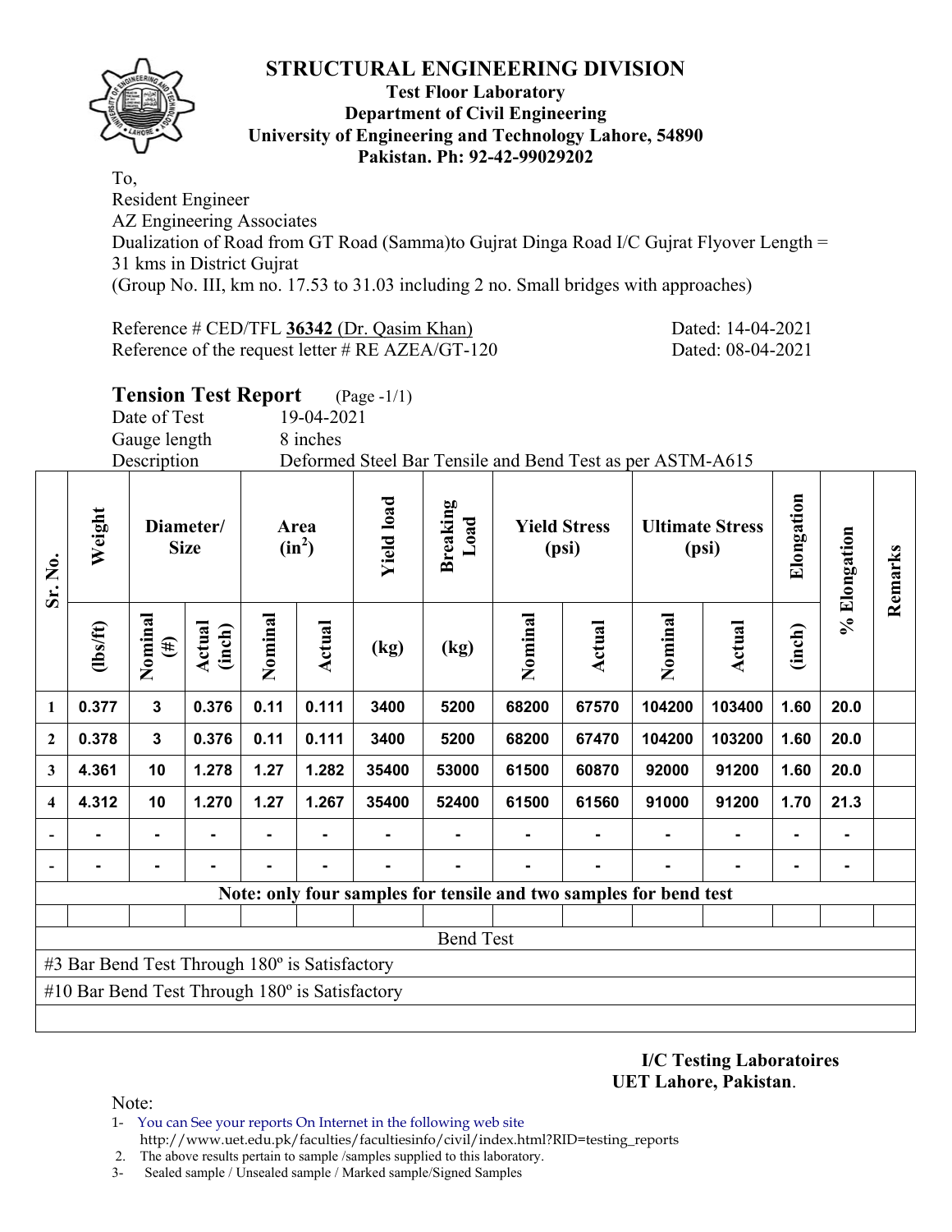# STRUCTURAL ENGINEERING DIVISION

**Test Floor Laboratory**
**Department of Civil Engineering**
**University of Engineering and Technology Lahore, 54890**
**Pakistan. Ph: 92-42-99029202**

To,
Resident Engineer
AZ Engineering Associates
Dualization of Road from GT Road (Samma)to Gujrat Dinga Road I/C Gujrat Flyover Length = 31 kms in District Gujrat
(Group No. III, km no. 17.53 to 31.03 including 2 no. Small bridges with approaches)

Reference # CED/TFL **36342** (Dr. Qasim Khan) Dated: 14-04-2021
Reference of the request letter # RE AZEA/GT-120 Dated: 08-04-2021

## Tension Test Report (Page -1/1)

Date of Test 19-04-2021
Gauge length 8 inches
Description Deformed Steel Bar Tensile and Bend Test as per ASTM-A615

| Sr. No. | Weight | Diameter/ Size | | Area ($in^2$) | | Yield load | Breaking Load | Yield Stress (psi) | | Ultimate Stress (psi) | | Elongation | % Elongation | Remarks |
|---|---|---|---|---|---|---|---|---|---|---|---|---|---|---|
| | (lbs/ft) | Nominal (#) | Actual (inch) | Nominal | Actual | (kg) | (kg) | Nominal | Actual | Nominal | Actual | (inch) | | |
| 1 | 0.377 | 3 | 0.376 | 0.11 | 0.111 | 3400 | 5200 | 68200 | 67570 | 104200 | 103400 | 1.60 | 20.0 | |
| 2 | 0.378 | 3 | 0.376 | 0.11 | 0.111 | 3400 | 5200 | 68200 | 67470 | 104200 | 103200 | 1.60 | 20.0 | |
| 3 | 4.361 | 10 | 1.278 | 1.27 | 1.282 | 35400 | 53000 | 61500 | 60870 | 92000 | 91200 | 1.60 | 20.0 | |
| 4 | 4.312 | 10 | 1.270 | 1.27 | 1.267 | 35400 | 52400 | 61500 | 61560 | 91000 | 91200 | 1.70 | 21.3 | |
| - | - | - | - | - | - | - | - | - | - | - | - | - | - | |
| - | - | - | - | - | - | - | - | - | - | - | - | - | - | |

Note: only four samples for tensile and two samples for bend test

**Bend Test**

#3 Bar Bend Test Through 180º is Satisfactory

#10 Bar Bend Test Through 180º is Satisfactory

**I/C Testing Laboratoires**
**UET Lahore, Pakistan.**

Note:
1- You can See your reports On Internet in the following web site
http://www.uet.edu.pk/faculties/facultiesinfo/civil/index.html?RID=testing_reports
2. The above results pertain to sample /samples supplied to this laboratory.
3- Sealed sample / Unsealed sample / Marked sample/Signed Samples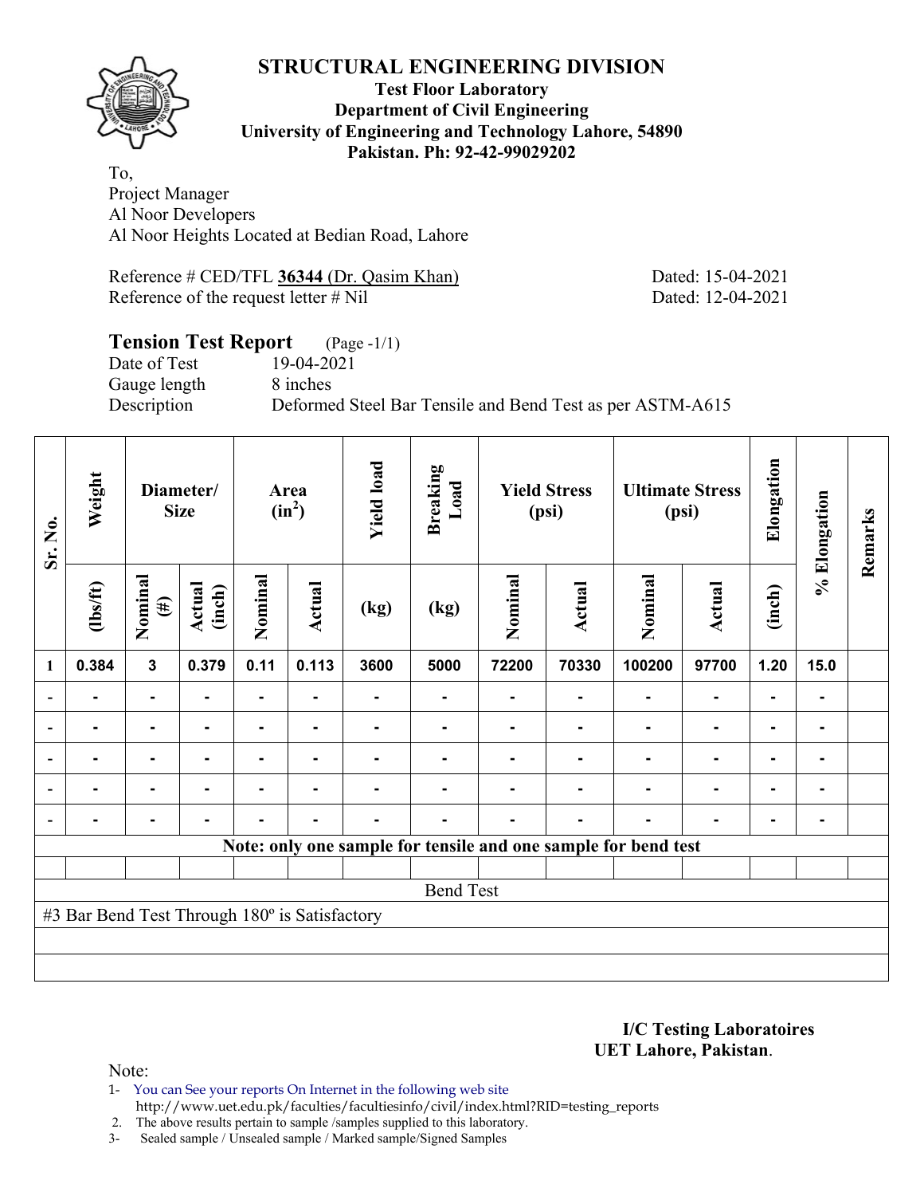# STRUCTURAL ENGINEERING DIVISION

**Test Floor Laboratory**
**Department of Civil Engineering**
**University of Engineering and Technology Lahore, 54890**
**Pakistan. Ph: 92-42-99029202**

To,
Project Manager
Al Noor Developers
Al Noor Heights Located at Bedian Road, Lahore

Reference # CED/TFL **36344** (Dr. Qasim Khan) Dated: 15-04-2021
Reference of the request letter # Nil Dated: 12-04-2021

## Tension Test Report (Page -1/1)

Date of Test 19-04-2021
Gauge length 8 inches
Description Deformed Steel Bar Tensile and Bend Test as per ASTM-A615

| Sr. No. | Weight | Diameter/ Size | | Area ($in^2$) | | Yield load | Breaking Load | Yield Stress (psi) | | Ultimate Stress (psi) | | Elongation | % Elongation | Remarks |
|---|---|---|---|---|---|---|---|---|---|---|---|---|---|---|
| | (lbs/ft) | Nominal (#) | Actual (inch) | Nominal | Actual | (kg) | (kg) | Nominal | Actual | Nominal | Actual | (inch) | | |
| 1 | 0.384 | 3 | 0.379 | 0.11 | 0.113 | 3600 | 5000 | 72200 | 70330 | 100200 | 97700 | 1.20 | 15.0 | |
| - | - | - | - | - | - | - | - | - | - | - | - | - | - | |
| - | - | - | - | - | - | - | - | - | - | - | - | - | - | |
| - | - | - | - | - | - | - | - | - | - | - | - | - | - | |
| - | - | - | - | - | - | - | - | - | - | - | - | - | - | |
| - | - | - | - | - | - | - | - | - | - | - | - | - | - | |
| **Note: only one sample for tensile and one sample for bend test** | | | | | | | | | | | | | | |
| | | | | | | | | | | | | | | |
| Bend Test | | | | | | | | | | | | | | |
| #3 Bar Bend Test Through 180º is Satisfactory | | | | | | | | | | | | | | |

**I/C Testing Laboratoires**
**UET Lahore, Pakistan**.

Note:
1- You can See your reports On Internet in the following web site http://www.uet.edu.pk/faculties/facultiesinfo/civil/index.html?RID=testing_reports
2. The above results pertain to sample /samples supplied to this laboratory.
3- Sealed sample / Unsealed sample / Marked sample/Signed Samples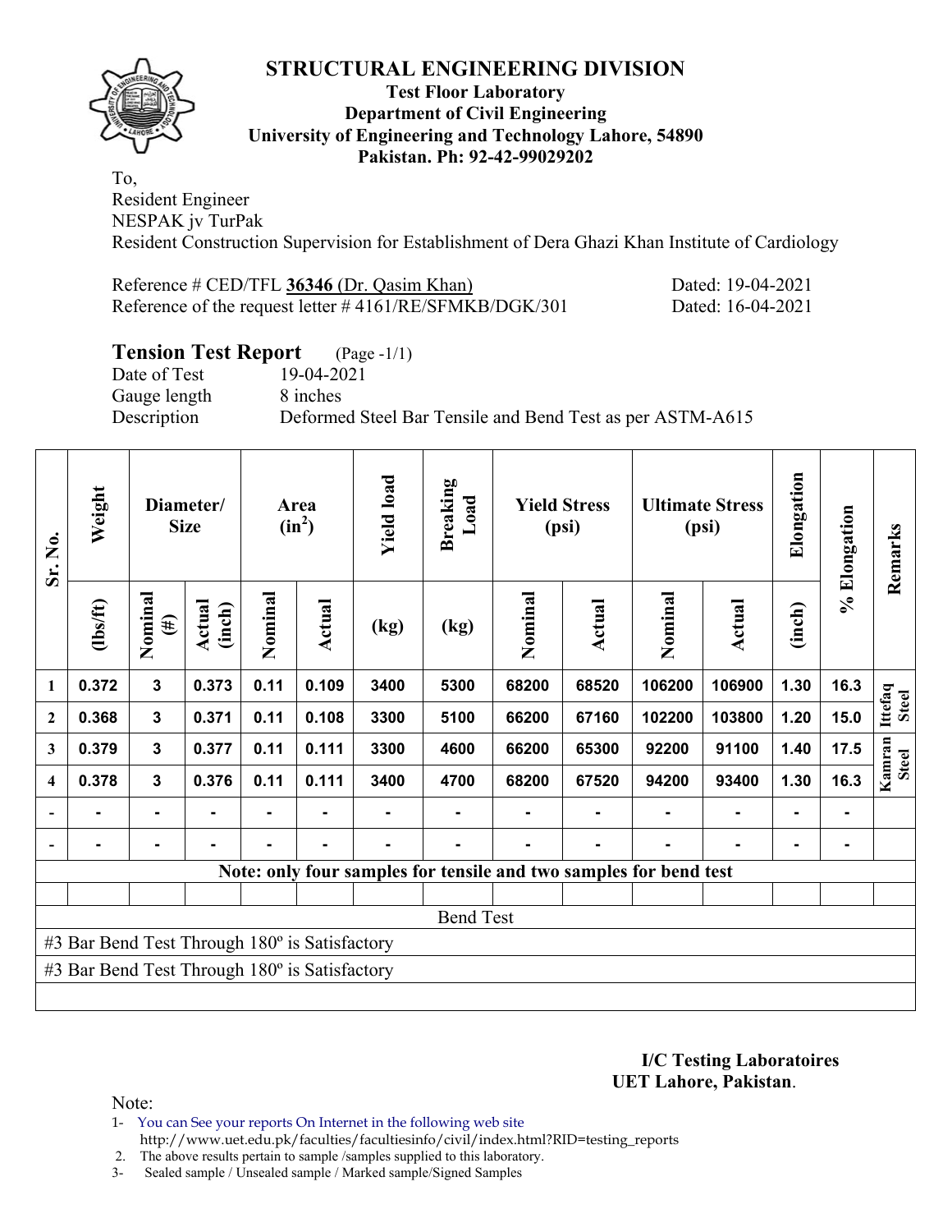# STRUCTURAL ENGINEERING DIVISION

**Test Floor Laboratory**
**Department of Civil Engineering**
**University of Engineering and Technology Lahore, 54890**
**Pakistan. Ph: 92-42-99029202**

To,
Resident Engineer
NESPAK jv TurPak
Resident Construction Supervision for Establishment of Dera Ghazi Khan Institute of Cardiology

Reference # CED/TFL **36346** (Dr. Qasim Khan) Dated: 19-04-2021
Reference of the request letter # 4161/RE/SFMKB/DGK/301 Dated: 16-04-2021

## Tension Test Report (Page -1/1)

Date of Test 19-04-2021
Gauge length 8 inches
Description Deformed Steel Bar Tensile and Bend Test as per ASTM-A615

| Sr. No. | Weight | Diameter/ Size | | Area ($in^2$) | | Yield load | Breaking Load | Yield Stress (psi) | | Ultimate Stress (psi) | | Elongation | % Elongation | Remarks |
|---|---|---|---|---|---|---|---|---|---|---|---|---|---|---|
| | (lbs/ft) | Nominal (#) | Actual (inch) | Nominal | Actual | (kg) | (kg) | Nominal | Actual | Nominal | Actual | (inch) | | |
| 1 | 0.372 | 3 | 0.373 | 0.11 | 0.109 | 3400 | 5300 | 68200 | 68520 | 106200 | 106900 | 1.30 | 16.3 | Ittefaq Steel |
| 2 | 0.368 | 3 | 0.371 | 0.11 | 0.108 | 3300 | 5100 | 66200 | 67160 | 102200 | 103800 | 1.20 | 15.0 | |
| 3 | 0.379 | 3 | 0.377 | 0.11 | 0.111 | 3300 | 4600 | 66200 | 65300 | 92200 | 91100 | 1.40 | 17.5 | Kamran Steel |
| 4 | 0.378 | 3 | 0.376 | 0.11 | 0.111 | 3400 | 4700 | 68200 | 67520 | 94200 | 93400 | 1.30 | 16.3 | |
| - | - | - | - | - | - | - | - | - | - | - | - | - | - | |
| - | - | - | - | - | - | - | - | - | - | - | - | - | - | |

**Note: only four samples for tensile and two samples for bend test**

Bend Test

#3 Bar Bend Test Through 180º is Satisfactory
#3 Bar Bend Test Through 180º is Satisfactory

**I/C Testing Laboratoires**
**UET Lahore, Pakistan**.

Note:
1- You can See your reports On Internet in the following web site
http://www.uet.edu.pk/faculties/facultiesinfo/civil/index.html?RID=testing_reports
2. The above results pertain to sample /samples supplied to this laboratory.
3- Sealed sample / Unsealed sample / Marked sample/Signed Samples